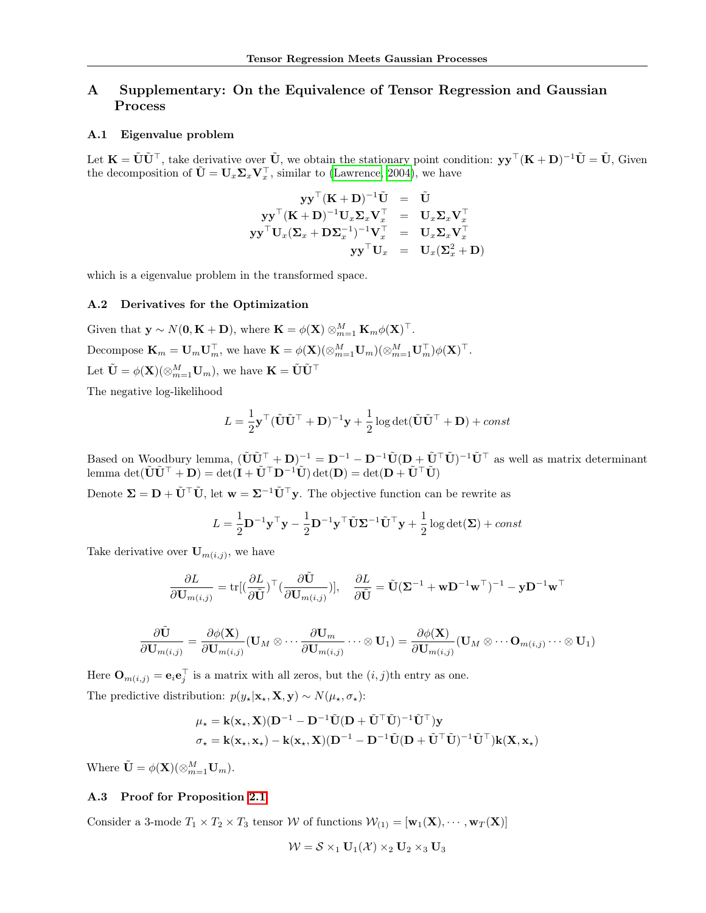# A Supplementary: On the Equivalence of Tensor Regression and Gaussian Process

## A.1 Eigenvalue problem

Let $\mathbf{K} = \tilde{\mathbf{U}}\tilde{\mathbf{U}}^\top$, take derivative over $\tilde{\mathbf{U}}$, we obtain the stationary point condition: $\mathbf{y}\mathbf{y}^\top(\mathbf{K}+\mathbf{D})^{-1}\tilde{\mathbf{U}} = \tilde{\mathbf{U}}$, Given the decomposition of $\tilde{\mathbf{U}} = \mathbf{U}_x\mathbf{\Sigma}_x\mathbf{V}_x^\top$, similar to (Lawrence, 2004), we have

$$
\begin{aligned}
\mathbf{y}\mathbf{y}^\top(\mathbf{K}+\mathbf{D})^{-1}\tilde{\mathbf{U}} &= \tilde{\mathbf{U}} \\
\mathbf{y}\mathbf{y}^\top(\mathbf{K}+\mathbf{D})^{-1}\mathbf{U}_x\mathbf{\Sigma}_x\mathbf{V}_x^\top &= \mathbf{U}_x\mathbf{\Sigma}_x\mathbf{V}_x^\top \\
\mathbf{y}\mathbf{y}^\top\mathbf{U}_x(\mathbf{\Sigma}_x+\mathbf{D}\mathbf{\Sigma}_x^{-1})^{-1}\mathbf{V}_x^\top &= \mathbf{U}_x\mathbf{\Sigma}_x\mathbf{V}_x^\top \\
\mathbf{y}\mathbf{y}^\top\mathbf{U}_x &= \mathbf{U}_x(\mathbf{\Sigma}_x^2+\mathbf{D})
\end{aligned}
$$

which is a eigenvalue problem in the transformed space.

## A.2 Derivatives for the Optimization

Given that $\mathbf{y} \sim N(\mathbf{0}, \mathbf{K}+\mathbf{D})$, where $\mathbf{K} = \phi(\mathbf{X}) \otimes_{m=1}^M \mathbf{K}_m \phi(\mathbf{X})^\top$.

Decompose $\mathbf{K}_m = \mathbf{U}_m\mathbf{U}_m^\top$, we have $\mathbf{K} = \phi(\mathbf{X})(\otimes_{m=1}^M \mathbf{U}_m)(\otimes_{m=1}^M \mathbf{U}_m^\top)\phi(\mathbf{X})^\top$.

Let $\tilde{\mathbf{U}} = \phi(\mathbf{X})(\otimes_{m=1}^M \mathbf{U}_m)$, we have $\mathbf{K} = \tilde{\mathbf{U}}\tilde{\mathbf{U}}^\top$

The negative log-likelihood

$$
L = \frac{1}{2}\mathbf{y}^\top(\tilde{\mathbf{U}}\tilde{\mathbf{U}}^\top+\mathbf{D})^{-1}\mathbf{y} + \frac{1}{2}\log\det(\tilde{\mathbf{U}}\tilde{\mathbf{U}}^\top+\mathbf{D}) + const
$$

Based on Woodbury lemma, $(\tilde{\mathbf{U}}\tilde{\mathbf{U}}^\top+\mathbf{D})^{-1} = \mathbf{D}^{-1} - \mathbf{D}^{-1}\tilde{\mathbf{U}}(\mathbf{D}+\tilde{\mathbf{U}}^\top\tilde{\mathbf{U}})^{-1}\tilde{\mathbf{U}}^\top$ as well as matrix determinant lemma $\det(\tilde{\mathbf{U}}\tilde{\mathbf{U}}^\top+\mathbf{D}) = \det(\mathbf{I}+\tilde{\mathbf{U}}^\top\mathbf{D}^{-1}\tilde{\mathbf{U}})\det(\mathbf{D}) = \det(\mathbf{D}+\tilde{\mathbf{U}}^\top\tilde{\mathbf{U}})$

Denote $\mathbf{\Sigma} = \mathbf{D}+\tilde{\mathbf{U}}^\top\tilde{\mathbf{U}}$, let $\mathbf{w} = \mathbf{\Sigma}^{-1}\tilde{\mathbf{U}}^\top\mathbf{y}$. The objective function can be rewrite as

$$
L = \frac{1}{2}\mathbf{D}^{-1}\mathbf{y}^\top\mathbf{y} - \frac{1}{2}\mathbf{D}^{-1}\mathbf{y}^\top\tilde{\mathbf{U}}\mathbf{\Sigma}^{-1}\tilde{\mathbf{U}}^\top\mathbf{y} + \frac{1}{2}\log\det(\mathbf{\Sigma}) + const
$$

Take derivative over $\mathbf{U}_{m(i,j)}$, we have

$$
\frac{\partial L}{\partial \mathbf{U}_{m(i,j)}} = \mathrm{tr}[(\frac{\partial L}{\partial \tilde{\mathbf{U}}})^\top(\frac{\partial \tilde{\mathbf{U}}}{\partial \mathbf{U}_{m(i,j)}})], \quad \frac{\partial L}{\partial \tilde{\mathbf{U}}} = \tilde{\mathbf{U}}(\mathbf{\Sigma}^{-1}+\mathbf{w}\mathbf{D}^{-1}\mathbf{w}^\top)^{-1} - \mathbf{y}\mathbf{D}^{-1}\mathbf{w}^\top
$$

$$
\frac{\partial \tilde{\mathbf{U}}}{\partial \mathbf{U}_{m(i,j)}} = \frac{\partial \phi(\mathbf{X})}{\partial \mathbf{U}_{m(i,j)}}(\mathbf{U}_M \otimes \cdots \frac{\partial \mathbf{U}_m}{\partial \mathbf{U}_{m(i,j)}} \cdots \otimes \mathbf{U}_1) = \frac{\partial \phi(\mathbf{X})}{\partial \mathbf{U}_{m(i,j)}}(\mathbf{U}_M \otimes \cdots \mathbf{O}_{m(i,j)} \cdots \otimes \mathbf{U}_1)
$$

Here $\mathbf{O}_{m(i,j)} = \mathbf{e}_i\mathbf{e}_j^\top$ is a matrix with all zeros, but the $(i,j)$th entry as one.

The predictive distribution: $p(y_\star|\mathbf{x}_\star, \mathbf{X}, \mathbf{y}) \sim N(\mu_\star, \sigma_\star)$:

$$
\begin{aligned}
\mu_\star &= \mathbf{k}(\mathbf{x}_\star, \mathbf{X})(\mathbf{D}^{-1} - \mathbf{D}^{-1}\tilde{\mathbf{U}}(\mathbf{D}+\tilde{\mathbf{U}}^\top\tilde{\mathbf{U}})^{-1}\tilde{\mathbf{U}}^\top)\mathbf{y} \\
\sigma_\star &= \mathbf{k}(\mathbf{x}_\star, \mathbf{x}_\star) - \mathbf{k}(\mathbf{x}_\star, \mathbf{X})(\mathbf{D}^{-1} - \mathbf{D}^{-1}\tilde{\mathbf{U}}(\mathbf{D}+\tilde{\mathbf{U}}^\top\tilde{\mathbf{U}})^{-1}\tilde{\mathbf{U}}^\top)\mathbf{k}(\mathbf{X}, \mathbf{x}_\star)
\end{aligned}
$$

Where $\tilde{\mathbf{U}} = \phi(\mathbf{X})(\otimes_{m=1}^M \mathbf{U}_m)$.

## A.3 Proof for Proposition 2.1

Consider a 3-mode $T_1 \times T_2 \times T_3$ tensor $\mathcal{W}$ of functions $\mathcal{W}_{(1)} = [\mathbf{w}_1(\mathbf{X}), \cdots, \mathbf{w}_T(\mathbf{X})]$

$$
\mathcal{W} = \mathcal{S} \times_1 \mathbf{U}_1(\mathcal{X}) \times_2 \mathbf{U}_2 \times_3 \mathbf{U}_3
$$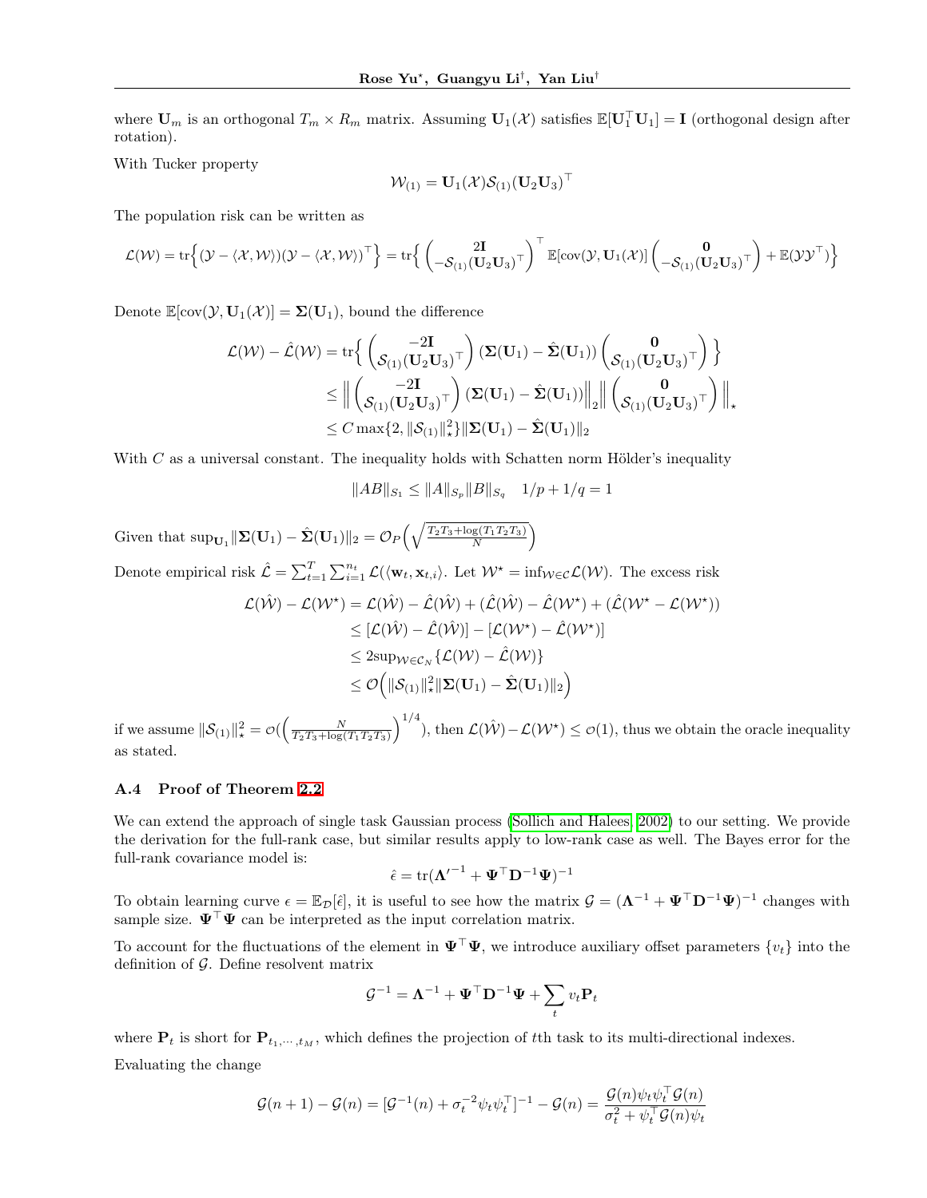where $\mathbf{U}_m$ is an orthogonal $T_m \times R_m$ matrix. Assuming $\mathbf{U}_1(\mathcal{X})$ satisfies $\mathbb{E}[\mathbf{U}_1^\top \mathbf{U}_1] = \mathbf{I}$ (orthogonal design after rotation).

With Tucker property

$$\mathcal{W}_{(1)} = \mathbf{U}_1(\mathcal{X})\mathcal{S}_{(1)}(\mathbf{U}_2\mathbf{U}_3)^\top$$

The population risk can be written as

$$\mathcal{L}(\mathcal{W}) = \mathrm{tr}\Big\{(\mathcal{Y} - \langle \mathcal{X}, \mathcal{W}\rangle)(\mathcal{Y} - \langle \mathcal{X}, \mathcal{W}\rangle)^\top\Big\} = \mathrm{tr}\Big\{\begin{pmatrix} 2\mathbf{I} \\ -\mathcal{S}_{(1)}(\mathbf{U}_2\mathbf{U}_3)^\top \end{pmatrix}^\top \mathbb{E}[\mathrm{cov}(\mathcal{Y}, \mathbf{U}_1(\mathcal{X})] \begin{pmatrix} \mathbf{0} \\ -\mathcal{S}_{(1)}(\mathbf{U}_2\mathbf{U}_3)^\top \end{pmatrix} + \mathbb{E}(\mathcal{Y}\mathcal{Y}^\top)\Big\}$$

Denote $\mathbb{E}[\mathrm{cov}(\mathcal{Y}, \mathbf{U}_1(\mathcal{X})] = \mathbf{\Sigma}(\mathbf{U}_1)$, bound the difference

$$\begin{aligned}
\mathcal{L}(\mathcal{W}) - \hat{\mathcal{L}}(\mathcal{W}) &= \mathrm{tr}\Big\{\begin{pmatrix} -2\mathbf{I} \\ \mathcal{S}_{(1)}(\mathbf{U}_2\mathbf{U}_3)^\top \end{pmatrix}(\mathbf{\Sigma}(\mathbf{U}_1) - \hat{\mathbf{\Sigma}}(\mathbf{U}_1))\begin{pmatrix} \mathbf{0} \\ \mathcal{S}_{(1)}(\mathbf{U}_2\mathbf{U}_3)^\top \end{pmatrix}\Big\} \\
&\leq \Big\|\begin{pmatrix} -2\mathbf{I} \\ \mathcal{S}_{(1)}(\mathbf{U}_2\mathbf{U}_3)^\top \end{pmatrix}(\mathbf{\Sigma}(\mathbf{U}_1) - \hat{\mathbf{\Sigma}}(\mathbf{U}_1))\Big\|_2 \Big\|\begin{pmatrix} \mathbf{0} \\ \mathcal{S}_{(1)}(\mathbf{U}_2\mathbf{U}_3)^\top \end{pmatrix}\Big\|_\star \\
&\leq C\max\{2, \|\mathcal{S}_{(1)}\|_\star^2\}\|\mathbf{\Sigma}(\mathbf{U}_1) - \hat{\mathbf{\Sigma}}(\mathbf{U}_1)\|_2
\end{aligned}$$

With $C$ as a universal constant. The inequality holds with Schatten norm Hölder's inequality

$$\|AB\|_{S_1} \leq \|A\|_{S_p}\|B\|_{S_q} \quad 1/p + 1/q = 1$$

Given that $\sup_{\mathbf{U}_1}\|\mathbf{\Sigma}(\mathbf{U}_1) - \hat{\mathbf{\Sigma}}(\mathbf{U}_1)\|_2 = \mathcal{O}_P\Big(\sqrt{\frac{T_2T_3 + \log(T_1T_2T_3)}{N}}\Big)$

Denote empirical risk $\hat{\mathcal{L}} = \sum_{t=1}^T\sum_{i=1}^{n_t}\mathcal{L}(\langle \mathbf{w}_t, \mathbf{x}_{t,i}\rangle$. Let $\mathcal{W}^\star = \inf_{\mathcal{W}\in\mathcal{C}}\mathcal{L}(\mathcal{W})$. The excess risk

$$\begin{aligned}
\mathcal{L}(\hat{\mathcal{W}}) - \mathcal{L}(\mathcal{W}^\star) &= \mathcal{L}(\hat{\mathcal{W}}) - \hat{\mathcal{L}}(\hat{\mathcal{W}}) + (\hat{\mathcal{L}}(\hat{\mathcal{W}}) - \hat{\mathcal{L}}(\mathcal{W}^\star)) + (\hat{\mathcal{L}}(\mathcal{W}^\star - \mathcal{L}(\mathcal{W}^\star)) \\
&\leq [\mathcal{L}(\hat{\mathcal{W}}) - \hat{\mathcal{L}}(\hat{\mathcal{W}})] - [\mathcal{L}(\mathcal{W}^\star) - \hat{\mathcal{L}}(\mathcal{W}^\star)] \\
&\leq 2\sup_{\mathcal{W}\in\mathcal{C}_N}\{\mathcal{L}(\mathcal{W}) - \hat{\mathcal{L}}(\mathcal{W})\} \\
&\leq \mathcal{O}\Big(\|\mathcal{S}_{(1)}\|_\star^2\|\mathbf{\Sigma}(\mathbf{U}_1) - \hat{\mathbf{\Sigma}}(\mathbf{U}_1)\|_2\Big)
\end{aligned}$$

if we assume $\|\mathcal{S}_{(1)}\|_\star^2 = o(\Big(\frac{N}{T_2T_3 + \log(T_1T_2T_3)}\Big)^{1/4})$, then $\mathcal{L}(\hat{\mathcal{W}}) - \mathcal{L}(\mathcal{W}^\star) \leq o(1)$, thus we obtain the oracle inequality as stated.

### A.4 Proof of Theorem 2.2

We can extend the approach of single task Gaussian process (Sollich and Halees, 2002) to our setting. We provide the derivation for the full-rank case, but similar results apply to low-rank case as well. The Bayes error for the full-rank covariance model is:

$$\hat{\epsilon} = \mathrm{tr}(\mathbf{\Lambda'}^{-1} + \mathbf{\Psi}^\top\mathbf{D}^{-1}\mathbf{\Psi})^{-1}$$

To obtain learning curve $\epsilon = \mathbb{E}_{\mathcal{D}}[\hat{\epsilon}]$, it is useful to see how the matrix $\mathcal{G} = (\mathbf{\Lambda}^{-1} + \mathbf{\Psi}^\top\mathbf{D}^{-1}\mathbf{\Psi})^{-1}$ changes with sample size. $\mathbf{\Psi}^\top\mathbf{\Psi}$ can be interpreted as the input correlation matrix.

To account for the fluctuations of the element in $\mathbf{\Psi}^\top\mathbf{\Psi}$, we introduce auxiliary offset parameters $\{v_t\}$ into the definition of $\mathcal{G}$. Define resolvent matrix

$$\mathcal{G}^{-1} = \mathbf{\Lambda}^{-1} + \mathbf{\Psi}^\top\mathbf{D}^{-1}\mathbf{\Psi} + \sum_t v_t\mathbf{P}_t$$

where $\mathbf{P}_t$ is short for $\mathbf{P}_{t_1,\cdots,t_M}$, which defines the projection of $t$th task to its multi-directional indexes.

Evaluating the change

$$\mathcal{G}(n+1) - \mathcal{G}(n) = [\mathcal{G}^{-1}(n) + \sigma_t^{-2}\psi_t\psi_t^\top]^{-1} - \mathcal{G}(n) = \frac{\mathcal{G}(n)\psi_t\psi_t^\top\mathcal{G}(n)}{\sigma_t^2 + \psi_t^\top\mathcal{G}(n)\psi_t}$$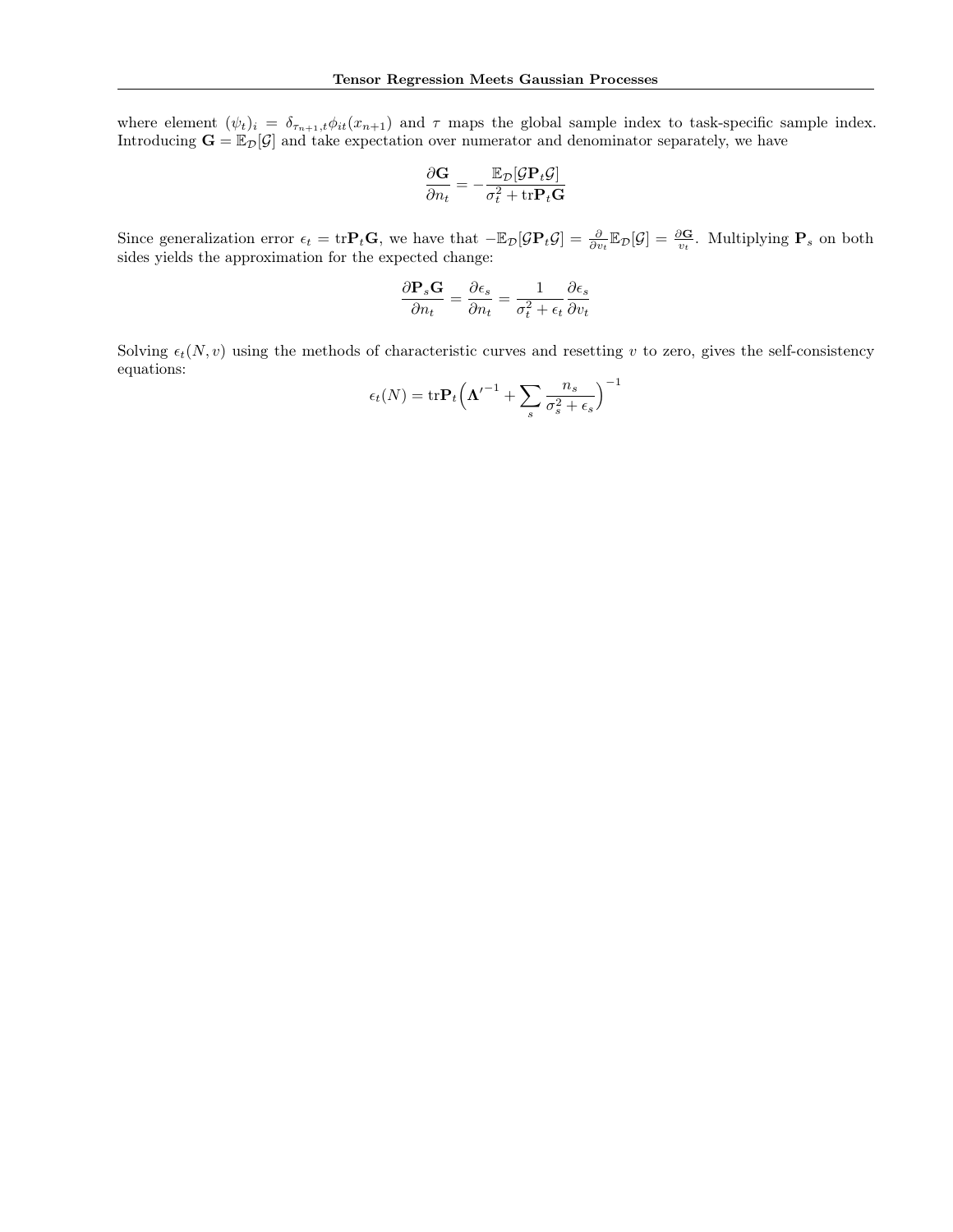where element $(\psi_t)_i = \delta_{\tau_{n+1},t}\phi_{it}(x_{n+1})$ and $\tau$ maps the global sample index to task-specific sample index. Introducing $\mathbf{G} = \mathbb{E}_{\mathcal{D}}[\mathcal{G}]$ and take expectation over numerator and denominator separately, we have

$$\frac{\partial \mathbf{G}}{\partial n_t} = -\frac{\mathbb{E}_{\mathcal{D}}[\mathcal{G}\mathbf{P}_t\mathcal{G}]}{\sigma_t^2 + \mathrm{tr}\mathbf{P}_t\mathbf{G}}$$

Since generalization error $\epsilon_t = \mathrm{tr}\mathbf{P}_t\mathbf{G}$, we have that $-\mathbb{E}_{\mathcal{D}}[\mathcal{G}\mathbf{P}_t\mathcal{G}] = \frac{\partial}{\partial v_t}\mathbb{E}_{\mathcal{D}}[\mathcal{G}] = \frac{\partial \mathbf{G}}{v_t}$. Multiplying $\mathbf{P}_s$ on both sides yields the approximation for the expected change:

$$\frac{\partial \mathbf{P}_s\mathbf{G}}{\partial n_t} = \frac{\partial \epsilon_s}{\partial n_t} = \frac{1}{\sigma_t^2 + \epsilon_t}\frac{\partial \epsilon_s}{\partial v_t}$$

Solving $\epsilon_t(N, v)$ using the methods of characteristic curves and resetting $v$ to zero, gives the self-consistency equations:

$$\epsilon_t(N) = \mathrm{tr}\mathbf{P}_t\Big({\mathbf{\Lambda}'}^{-1} + \sum_s \frac{n_s}{\sigma_s^2 + \epsilon_s}\Big)^{-1}$$